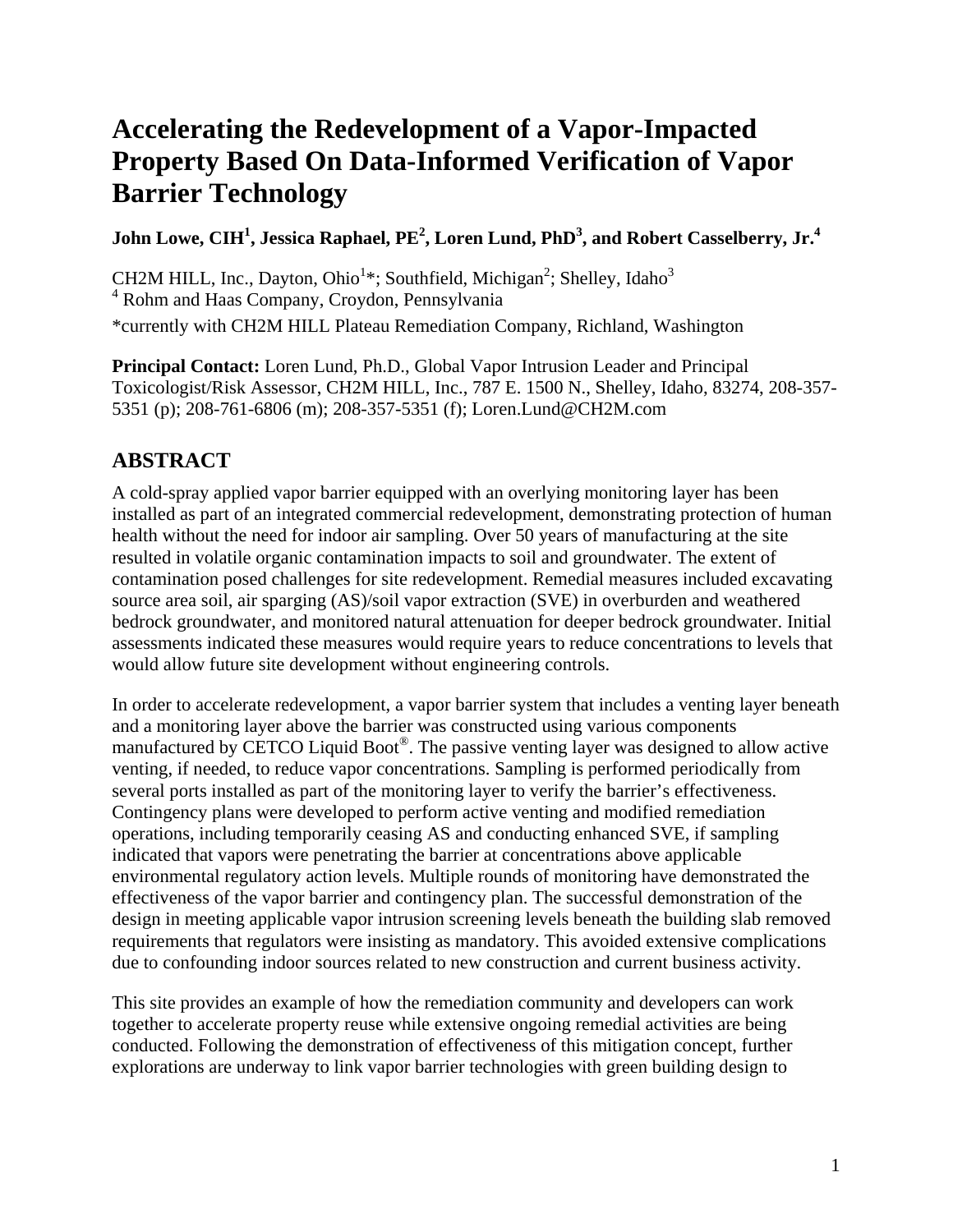# Accelerating the Redevelopment of a Vapor-Impacted Property Based On Data-Informed Verification of Vapor Barrier Technology

**John Lowe, CIH[1], Jessica Raphael, PE[2], Loren Lund, PhD[3], and Robert Casselberry, Jr.[4]**

CH2M HILL, Inc., Dayton, Ohio[1]*; Southfield, Michigan[2]; Shelley, Idaho[3]
[4] Rohm and Haas Company, Croydon, Pennsylvania
*currently with CH2M HILL Plateau Remediation Company, Richland, Washington

**Principal Contact:** Loren Lund, Ph.D., Global Vapor Intrusion Leader and Principal Toxicologist/Risk Assessor, CH2M HILL, Inc., 787 E. 1500 N., Shelley, Idaho, 83274, 208-357-5351 (p); 208-761-6806 (m); 208-357-5351 (f); Loren.Lund@CH2M.com

## ABSTRACT

A cold-spray applied vapor barrier equipped with an overlying monitoring layer has been installed as part of an integrated commercial redevelopment, demonstrating protection of human health without the need for indoor air sampling. Over 50 years of manufacturing at the site resulted in volatile organic contamination impacts to soil and groundwater. The extent of contamination posed challenges for site redevelopment. Remedial measures included excavating source area soil, air sparging (AS)/soil vapor extraction (SVE) in overburden and weathered bedrock groundwater, and monitored natural attenuation for deeper bedrock groundwater. Initial assessments indicated these measures would require years to reduce concentrations to levels that would allow future site development without engineering controls.

In order to accelerate redevelopment, a vapor barrier system that includes a venting layer beneath and a monitoring layer above the barrier was constructed using various components manufactured by CETCO Liquid Boot®. The passive venting layer was designed to allow active venting, if needed, to reduce vapor concentrations. Sampling is performed periodically from several ports installed as part of the monitoring layer to verify the barrier's effectiveness. Contingency plans were developed to perform active venting and modified remediation operations, including temporarily ceasing AS and conducting enhanced SVE, if sampling indicated that vapors were penetrating the barrier at concentrations above applicable environmental regulatory action levels. Multiple rounds of monitoring have demonstrated the effectiveness of the vapor barrier and contingency plan. The successful demonstration of the design in meeting applicable vapor intrusion screening levels beneath the building slab removed requirements that regulators were insisting as mandatory. This avoided extensive complications due to confounding indoor sources related to new construction and current business activity.

This site provides an example of how the remediation community and developers can work together to accelerate property reuse while extensive ongoing remedial activities are being conducted. Following the demonstration of effectiveness of this mitigation concept, further explorations are underway to link vapor barrier technologies with green building design to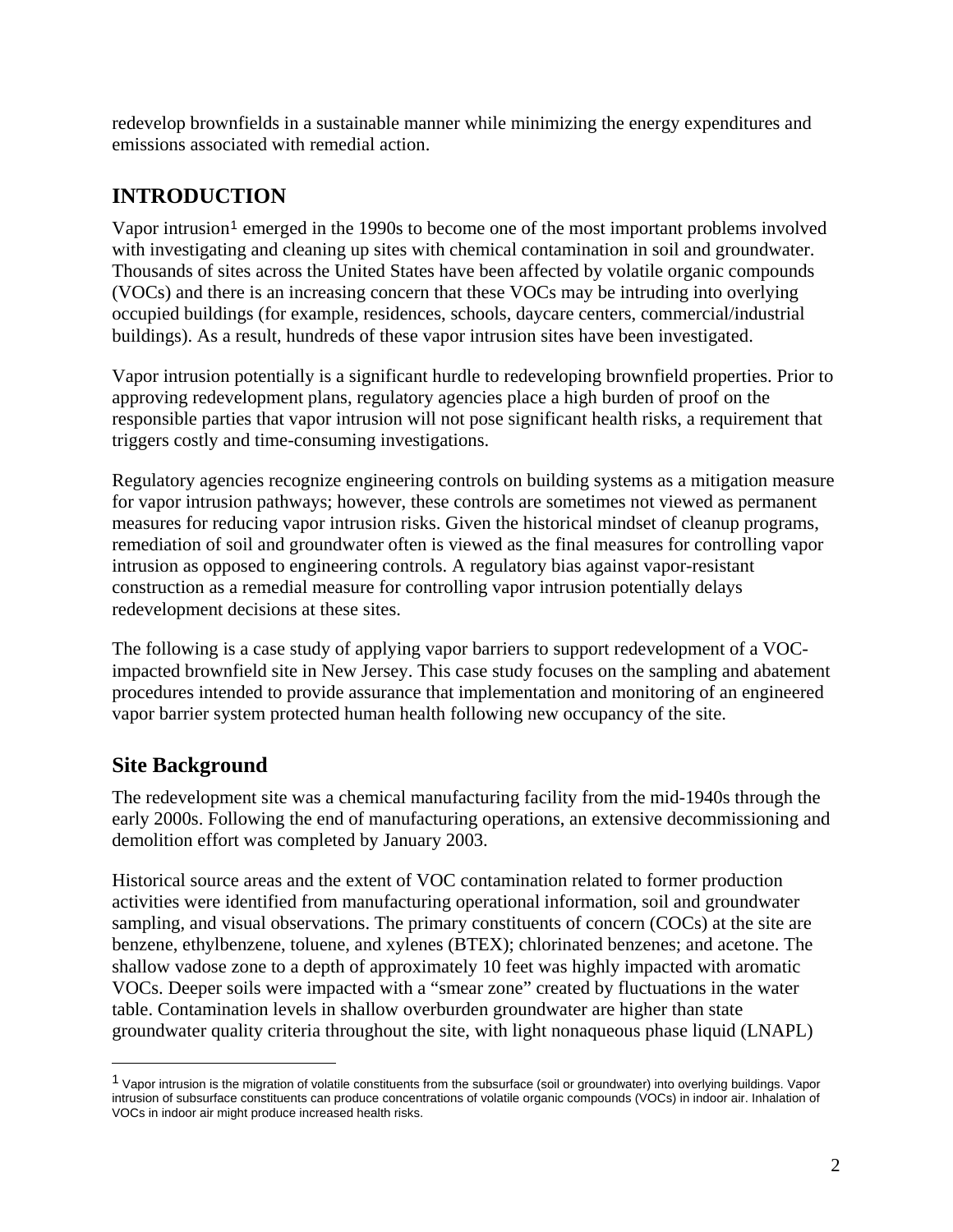redevelop brownfields in a sustainable manner while minimizing the energy expenditures and emissions associated with remedial action.

## INTRODUCTION

Vapor intrusion[1] emerged in the 1990s to become one of the most important problems involved with investigating and cleaning up sites with chemical contamination in soil and groundwater. Thousands of sites across the United States have been affected by volatile organic compounds (VOCs) and there is an increasing concern that these VOCs may be intruding into overlying occupied buildings (for example, residences, schools, daycare centers, commercial/industrial buildings). As a result, hundreds of these vapor intrusion sites have been investigated.

Vapor intrusion potentially is a significant hurdle to redeveloping brownfield properties. Prior to approving redevelopment plans, regulatory agencies place a high burden of proof on the responsible parties that vapor intrusion will not pose significant health risks, a requirement that triggers costly and time-consuming investigations.

Regulatory agencies recognize engineering controls on building systems as a mitigation measure for vapor intrusion pathways; however, these controls are sometimes not viewed as permanent measures for reducing vapor intrusion risks. Given the historical mindset of cleanup programs, remediation of soil and groundwater often is viewed as the final measures for controlling vapor intrusion as opposed to engineering controls. A regulatory bias against vapor-resistant construction as a remedial measure for controlling vapor intrusion potentially delays redevelopment decisions at these sites.

The following is a case study of applying vapor barriers to support redevelopment of a VOC-impacted brownfield site in New Jersey. This case study focuses on the sampling and abatement procedures intended to provide assurance that implementation and monitoring of an engineered vapor barrier system protected human health following new occupancy of the site.

### Site Background

The redevelopment site was a chemical manufacturing facility from the mid-1940s through the early 2000s. Following the end of manufacturing operations, an extensive decommissioning and demolition effort was completed by January 2003.

Historical source areas and the extent of VOC contamination related to former production activities were identified from manufacturing operational information, soil and groundwater sampling, and visual observations. The primary constituents of concern (COCs) at the site are benzene, ethylbenzene, toluene, and xylenes (BTEX); chlorinated benzenes; and acetone. The shallow vadose zone to a depth of approximately 10 feet was highly impacted with aromatic VOCs. Deeper soils were impacted with a "smear zone" created by fluctuations in the water table. Contamination levels in shallow overburden groundwater are higher than state groundwater quality criteria throughout the site, with light nonaqueous phase liquid (LNAPL)

[1] Vapor intrusion is the migration of volatile constituents from the subsurface (soil or groundwater) into overlying buildings. Vapor intrusion of subsurface constituents can produce concentrations of volatile organic compounds (VOCs) in indoor air. Inhalation of VOCs in indoor air might produce increased health risks.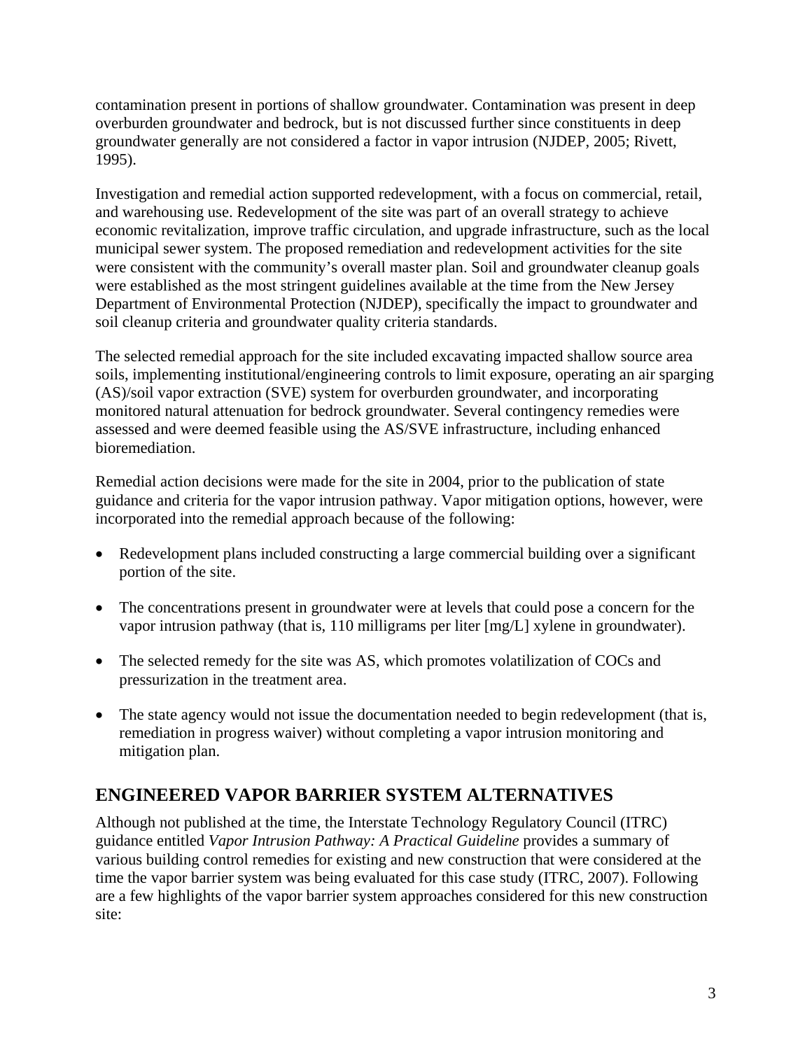contamination present in portions of shallow groundwater. Contamination was present in deep overburden groundwater and bedrock, but is not discussed further since constituents in deep groundwater generally are not considered a factor in vapor intrusion (NJDEP, 2005; Rivett, 1995).

Investigation and remedial action supported redevelopment, with a focus on commercial, retail, and warehousing use. Redevelopment of the site was part of an overall strategy to achieve economic revitalization, improve traffic circulation, and upgrade infrastructure, such as the local municipal sewer system. The proposed remediation and redevelopment activities for the site were consistent with the community's overall master plan. Soil and groundwater cleanup goals were established as the most stringent guidelines available at the time from the New Jersey Department of Environmental Protection (NJDEP), specifically the impact to groundwater and soil cleanup criteria and groundwater quality criteria standards.

The selected remedial approach for the site included excavating impacted shallow source area soils, implementing institutional/engineering controls to limit exposure, operating an air sparging (AS)/soil vapor extraction (SVE) system for overburden groundwater, and incorporating monitored natural attenuation for bedrock groundwater. Several contingency remedies were assessed and were deemed feasible using the AS/SVE infrastructure, including enhanced bioremediation.

Remedial action decisions were made for the site in 2004, prior to the publication of state guidance and criteria for the vapor intrusion pathway. Vapor mitigation options, however, were incorporated into the remedial approach because of the following:

- Redevelopment plans included constructing a large commercial building over a significant portion of the site.
- The concentrations present in groundwater were at levels that could pose a concern for the vapor intrusion pathway (that is, 110 milligrams per liter [mg/L] xylene in groundwater).
- The selected remedy for the site was AS, which promotes volatilization of COCs and pressurization in the treatment area.
- The state agency would not issue the documentation needed to begin redevelopment (that is, remediation in progress waiver) without completing a vapor intrusion monitoring and mitigation plan.

## ENGINEERED VAPOR BARRIER SYSTEM ALTERNATIVES

Although not published at the time, the Interstate Technology Regulatory Council (ITRC) guidance entitled *Vapor Intrusion Pathway: A Practical Guideline* provides a summary of various building control remedies for existing and new construction that were considered at the time the vapor barrier system was being evaluated for this case study (ITRC, 2007). Following are a few highlights of the vapor barrier system approaches considered for this new construction site: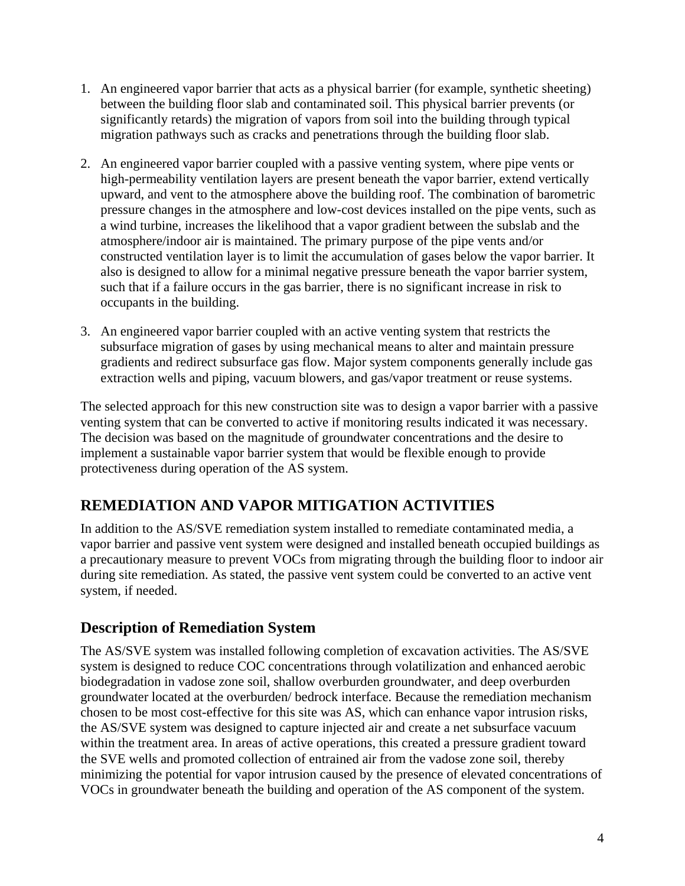1. An engineered vapor barrier that acts as a physical barrier (for example, synthetic sheeting) between the building floor slab and contaminated soil. This physical barrier prevents (or significantly retards) the migration of vapors from soil into the building through typical migration pathways such as cracks and penetrations through the building floor slab.

2. An engineered vapor barrier coupled with a passive venting system, where pipe vents or high-permeability ventilation layers are present beneath the vapor barrier, extend vertically upward, and vent to the atmosphere above the building roof. The combination of barometric pressure changes in the atmosphere and low-cost devices installed on the pipe vents, such as a wind turbine, increases the likelihood that a vapor gradient between the subslab and the atmosphere/indoor air is maintained. The primary purpose of the pipe vents and/or constructed ventilation layer is to limit the accumulation of gases below the vapor barrier. It also is designed to allow for a minimal negative pressure beneath the vapor barrier system, such that if a failure occurs in the gas barrier, there is no significant increase in risk to occupants in the building.

3. An engineered vapor barrier coupled with an active venting system that restricts the subsurface migration of gases by using mechanical means to alter and maintain pressure gradients and redirect subsurface gas flow. Major system components generally include gas extraction wells and piping, vacuum blowers, and gas/vapor treatment or reuse systems.

The selected approach for this new construction site was to design a vapor barrier with a passive venting system that can be converted to active if monitoring results indicated it was necessary. The decision was based on the magnitude of groundwater concentrations and the desire to implement a sustainable vapor barrier system that would be flexible enough to provide protectiveness during operation of the AS system.

## REMEDIATION AND VAPOR MITIGATION ACTIVITIES

In addition to the AS/SVE remediation system installed to remediate contaminated media, a vapor barrier and passive vent system were designed and installed beneath occupied buildings as a precautionary measure to prevent VOCs from migrating through the building floor to indoor air during site remediation. As stated, the passive vent system could be converted to an active vent system, if needed.

### Description of Remediation System

The AS/SVE system was installed following completion of excavation activities. The AS/SVE system is designed to reduce COC concentrations through volatilization and enhanced aerobic biodegradation in vadose zone soil, shallow overburden groundwater, and deep overburden groundwater located at the overburden/ bedrock interface. Because the remediation mechanism chosen to be most cost-effective for this site was AS, which can enhance vapor intrusion risks, the AS/SVE system was designed to capture injected air and create a net subsurface vacuum within the treatment area. In areas of active operations, this created a pressure gradient toward the SVE wells and promoted collection of entrained air from the vadose zone soil, thereby minimizing the potential for vapor intrusion caused by the presence of elevated concentrations of VOCs in groundwater beneath the building and operation of the AS component of the system.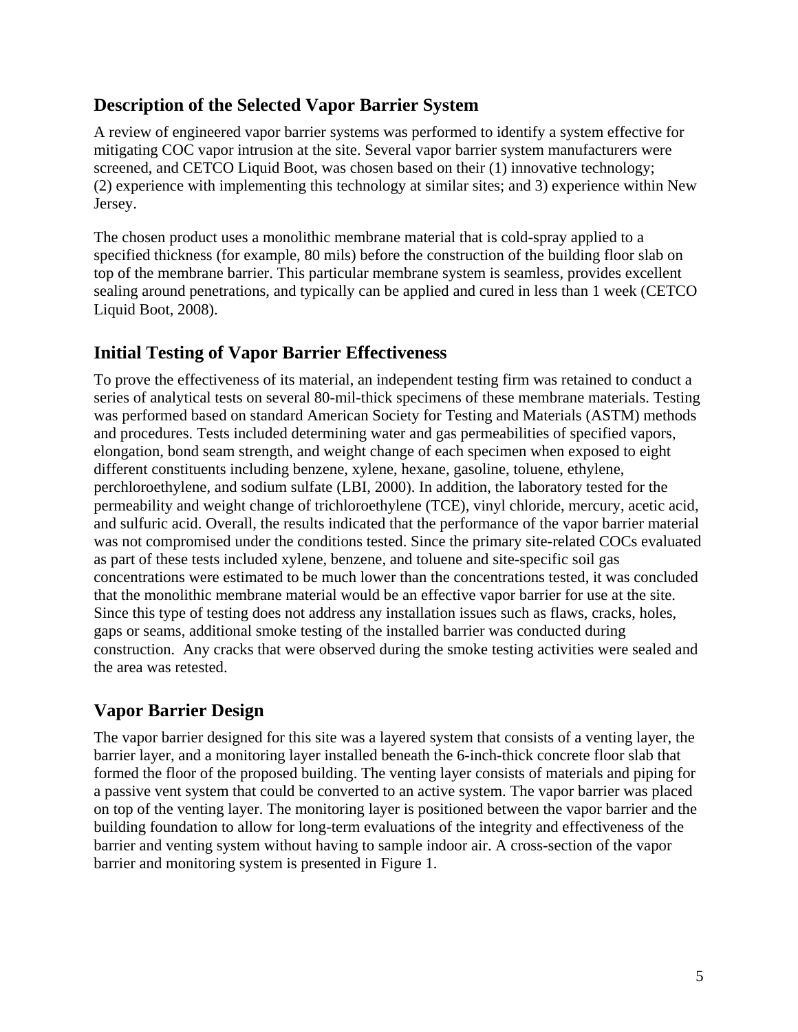## Description of the Selected Vapor Barrier System

A review of engineered vapor barrier systems was performed to identify a system effective for mitigating COC vapor intrusion at the site. Several vapor barrier system manufacturers were screened, and CETCO Liquid Boot, was chosen based on their (1) innovative technology; (2) experience with implementing this technology at similar sites; and 3) experience within New Jersey.

The chosen product uses a monolithic membrane material that is cold-spray applied to a specified thickness (for example, 80 mils) before the construction of the building floor slab on top of the membrane barrier. This particular membrane system is seamless, provides excellent sealing around penetrations, and typically can be applied and cured in less than 1 week (CETCO Liquid Boot, 2008).

## Initial Testing of Vapor Barrier Effectiveness

To prove the effectiveness of its material, an independent testing firm was retained to conduct a series of analytical tests on several 80-mil-thick specimens of these membrane materials. Testing was performed based on standard American Society for Testing and Materials (ASTM) methods and procedures. Tests included determining water and gas permeabilities of specified vapors, elongation, bond seam strength, and weight change of each specimen when exposed to eight different constituents including benzene, xylene, hexane, gasoline, toluene, ethylene, perchloroethylene, and sodium sulfate (LBI, 2000). In addition, the laboratory tested for the permeability and weight change of trichloroethylene (TCE), vinyl chloride, mercury, acetic acid, and sulfuric acid. Overall, the results indicated that the performance of the vapor barrier material was not compromised under the conditions tested. Since the primary site-related COCs evaluated as part of these tests included xylene, benzene, and toluene and site-specific soil gas concentrations were estimated to be much lower than the concentrations tested, it was concluded that the monolithic membrane material would be an effective vapor barrier for use at the site. Since this type of testing does not address any installation issues such as flaws, cracks, holes, gaps or seams, additional smoke testing of the installed barrier was conducted during construction. Any cracks that were observed during the smoke testing activities were sealed and the area was retested.

## Vapor Barrier Design

The vapor barrier designed for this site was a layered system that consists of a venting layer, the barrier layer, and a monitoring layer installed beneath the 6-inch-thick concrete floor slab that formed the floor of the proposed building. The venting layer consists of materials and piping for a passive vent system that could be converted to an active system. The vapor barrier was placed on top of the venting layer. The monitoring layer is positioned between the vapor barrier and the building foundation to allow for long-term evaluations of the integrity and effectiveness of the barrier and venting system without having to sample indoor air. A cross-section of the vapor barrier and monitoring system is presented in Figure 1.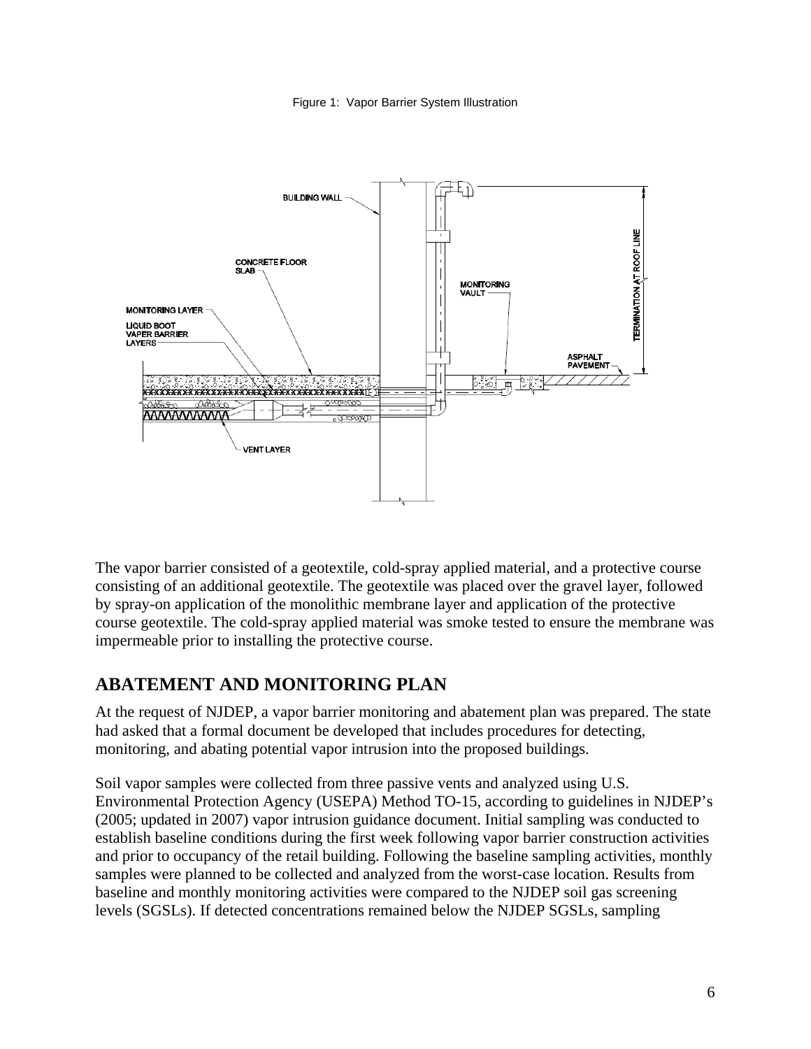Figure 1: Vapor Barrier System Illustration

The vapor barrier consisted of a geotextile, cold-spray applied material, and a protective course consisting of an additional geotextile. The geotextile was placed over the gravel layer, followed by spray-on application of the monolithic membrane layer and application of the protective course geotextile. The cold-spray applied material was smoke tested to ensure the membrane was impermeable prior to installing the protective course.

## ABATEMENT AND MONITORING PLAN

At the request of NJDEP, a vapor barrier monitoring and abatement plan was prepared. The state had asked that a formal document be developed that includes procedures for detecting, monitoring, and abating potential vapor intrusion into the proposed buildings.

Soil vapor samples were collected from three passive vents and analyzed using U.S. Environmental Protection Agency (USEPA) Method TO-15, according to guidelines in NJDEP's (2005; updated in 2007) vapor intrusion guidance document. Initial sampling was conducted to establish baseline conditions during the first week following vapor barrier construction activities and prior to occupancy of the retail building. Following the baseline sampling activities, monthly samples were planned to be collected and analyzed from the worst-case location. Results from baseline and monthly monitoring activities were compared to the NJDEP soil gas screening levels (SGSLs). If detected concentrations remained below the NJDEP SGSLs, sampling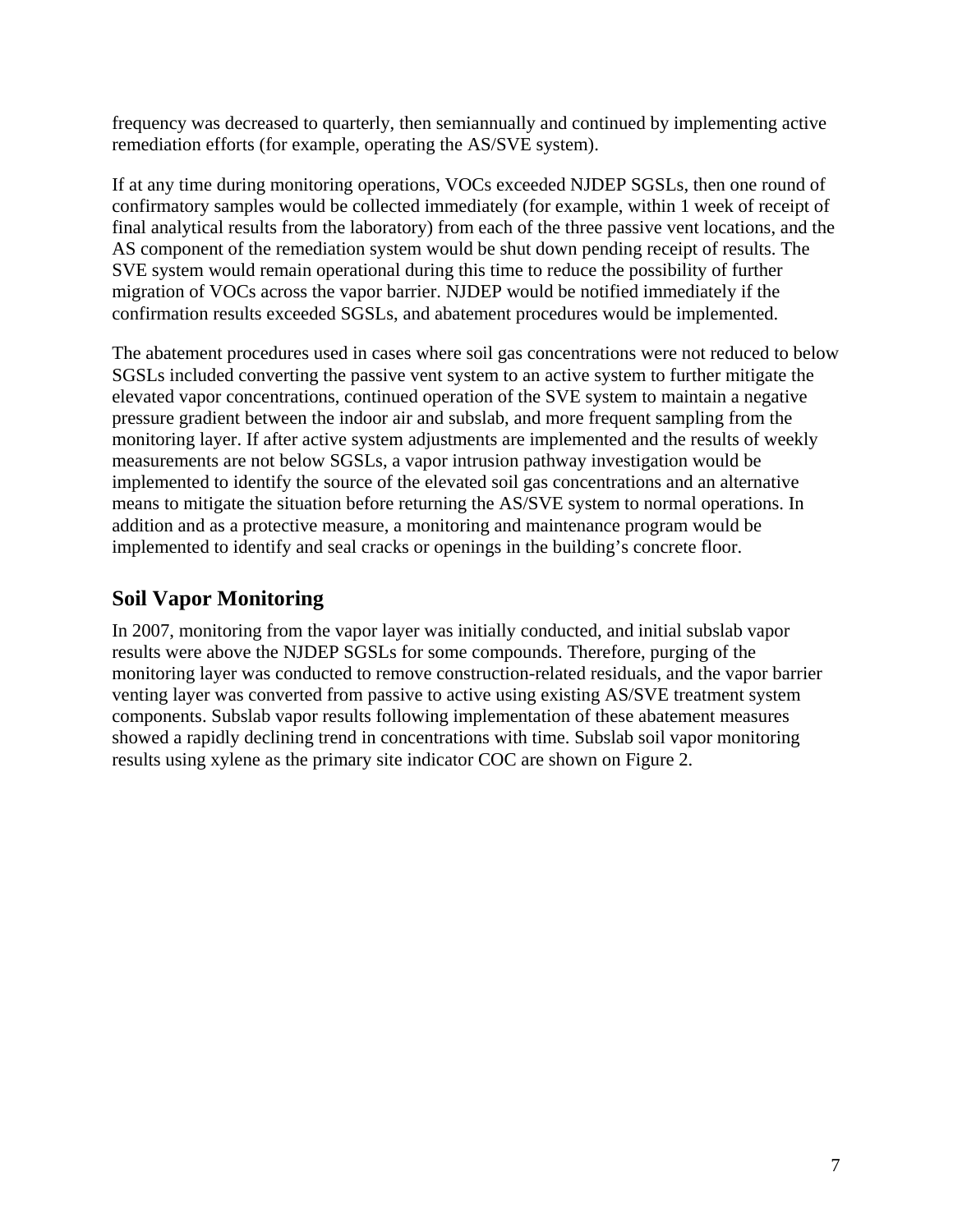frequency was decreased to quarterly, then semiannually and continued by implementing active remediation efforts (for example, operating the AS/SVE system).

If at any time during monitoring operations, VOCs exceeded NJDEP SGSLs, then one round of confirmatory samples would be collected immediately (for example, within 1 week of receipt of final analytical results from the laboratory) from each of the three passive vent locations, and the AS component of the remediation system would be shut down pending receipt of results. The SVE system would remain operational during this time to reduce the possibility of further migration of VOCs across the vapor barrier. NJDEP would be notified immediately if the confirmation results exceeded SGSLs, and abatement procedures would be implemented.

The abatement procedures used in cases where soil gas concentrations were not reduced to below SGSLs included converting the passive vent system to an active system to further mitigate the elevated vapor concentrations, continued operation of the SVE system to maintain a negative pressure gradient between the indoor air and subslab, and more frequent sampling from the monitoring layer. If after active system adjustments are implemented and the results of weekly measurements are not below SGSLs, a vapor intrusion pathway investigation would be implemented to identify the source of the elevated soil gas concentrations and an alternative means to mitigate the situation before returning the AS/SVE system to normal operations. In addition and as a protective measure, a monitoring and maintenance program would be implemented to identify and seal cracks or openings in the building's concrete floor.

## Soil Vapor Monitoring

In 2007, monitoring from the vapor layer was initially conducted, and initial subslab vapor results were above the NJDEP SGSLs for some compounds. Therefore, purging of the monitoring layer was conducted to remove construction-related residuals, and the vapor barrier venting layer was converted from passive to active using existing AS/SVE treatment system components. Subslab vapor results following implementation of these abatement measures showed a rapidly declining trend in concentrations with time. Subslab soil vapor monitoring results using xylene as the primary site indicator COC are shown on Figure 2.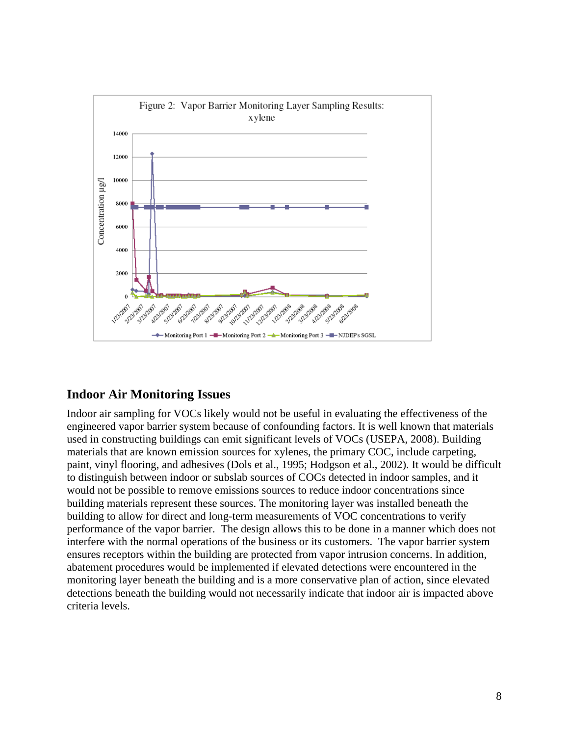Figure 2: Vapor Barrier Monitoring Layer Sampling Results: xylene

## Indoor Air Monitoring Issues

Indoor air sampling for VOCs likely would not be useful in evaluating the effectiveness of the engineered vapor barrier system because of confounding factors. It is well known that materials used in constructing buildings can emit significant levels of VOCs (USEPA, 2008). Building materials that are known emission sources for xylenes, the primary COC, include carpeting, paint, vinyl flooring, and adhesives (Dols et al., 1995; Hodgson et al., 2002). It would be difficult to distinguish between indoor or subslab sources of COCs detected in indoor samples, and it would not be possible to remove emissions sources to reduce indoor concentrations since building materials represent these sources. The monitoring layer was installed beneath the building to allow for direct and long-term measurements of VOC concentrations to verify performance of the vapor barrier. The design allows this to be done in a manner which does not interfere with the normal operations of the business or its customers. The vapor barrier system ensures receptors within the building are protected from vapor intrusion concerns. In addition, abatement procedures would be implemented if elevated detections were encountered in the monitoring layer beneath the building and is a more conservative plan of action, since elevated detections beneath the building would not necessarily indicate that indoor air is impacted above criteria levels.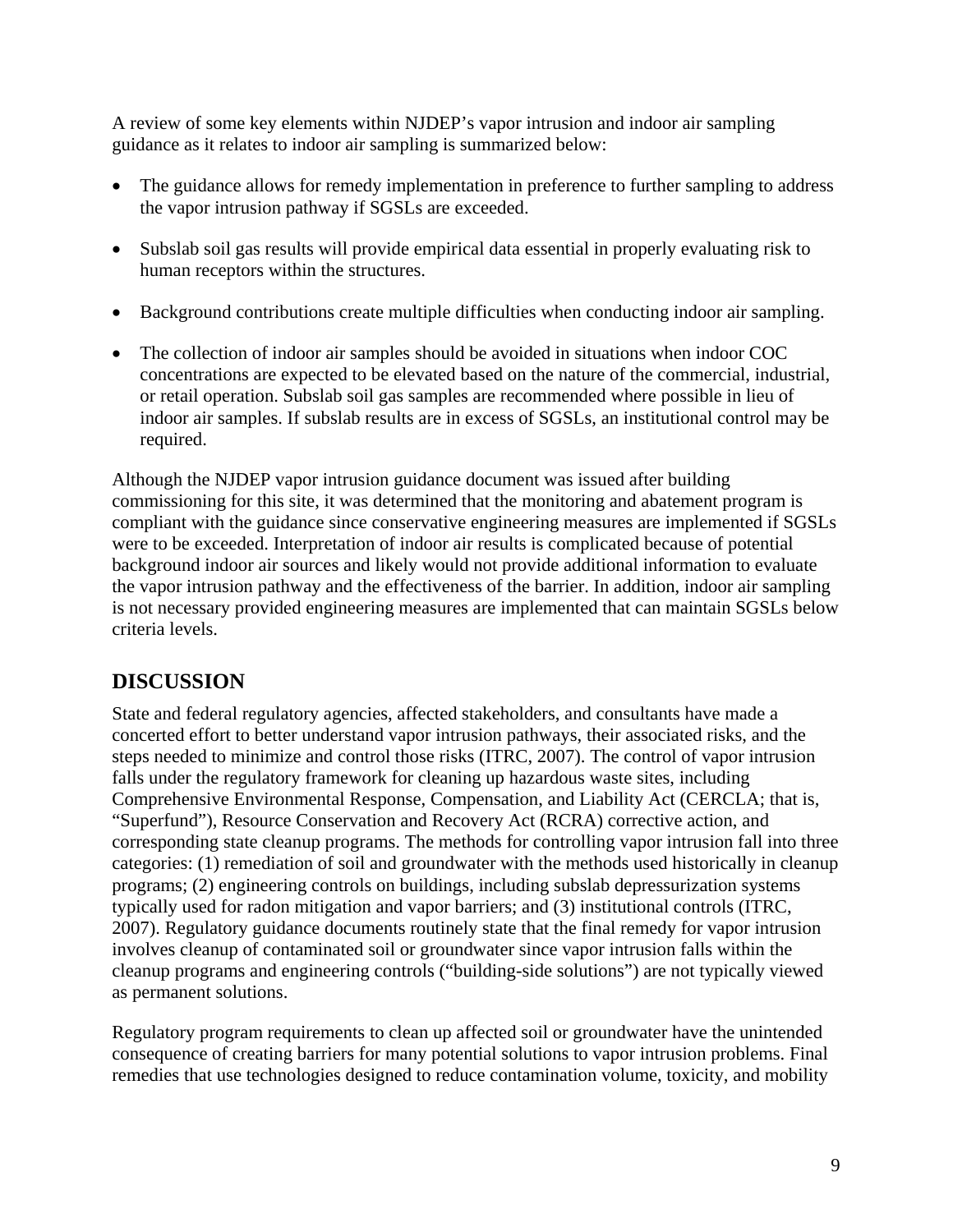A review of some key elements within NJDEP's vapor intrusion and indoor air sampling guidance as it relates to indoor air sampling is summarized below:

- The guidance allows for remedy implementation in preference to further sampling to address the vapor intrusion pathway if SGSLs are exceeded.
- Subslab soil gas results will provide empirical data essential in properly evaluating risk to human receptors within the structures.
- Background contributions create multiple difficulties when conducting indoor air sampling.
- The collection of indoor air samples should be avoided in situations when indoor COC concentrations are expected to be elevated based on the nature of the commercial, industrial, or retail operation. Subslab soil gas samples are recommended where possible in lieu of indoor air samples. If subslab results are in excess of SGSLs, an institutional control may be required.

Although the NJDEP vapor intrusion guidance document was issued after building commissioning for this site, it was determined that the monitoring and abatement program is compliant with the guidance since conservative engineering measures are implemented if SGSLs were to be exceeded. Interpretation of indoor air results is complicated because of potential background indoor air sources and likely would not provide additional information to evaluate the vapor intrusion pathway and the effectiveness of the barrier. In addition, indoor air sampling is not necessary provided engineering measures are implemented that can maintain SGSLs below criteria levels.

## DISCUSSION

State and federal regulatory agencies, affected stakeholders, and consultants have made a concerted effort to better understand vapor intrusion pathways, their associated risks, and the steps needed to minimize and control those risks (ITRC, 2007). The control of vapor intrusion falls under the regulatory framework for cleaning up hazardous waste sites, including Comprehensive Environmental Response, Compensation, and Liability Act (CERCLA; that is, "Superfund"), Resource Conservation and Recovery Act (RCRA) corrective action, and corresponding state cleanup programs. The methods for controlling vapor intrusion fall into three categories: (1) remediation of soil and groundwater with the methods used historically in cleanup programs; (2) engineering controls on buildings, including subslab depressurization systems typically used for radon mitigation and vapor barriers; and (3) institutional controls (ITRC, 2007). Regulatory guidance documents routinely state that the final remedy for vapor intrusion involves cleanup of contaminated soil or groundwater since vapor intrusion falls within the cleanup programs and engineering controls ("building-side solutions") are not typically viewed as permanent solutions.

Regulatory program requirements to clean up affected soil or groundwater have the unintended consequence of creating barriers for many potential solutions to vapor intrusion problems. Final remedies that use technologies designed to reduce contamination volume, toxicity, and mobility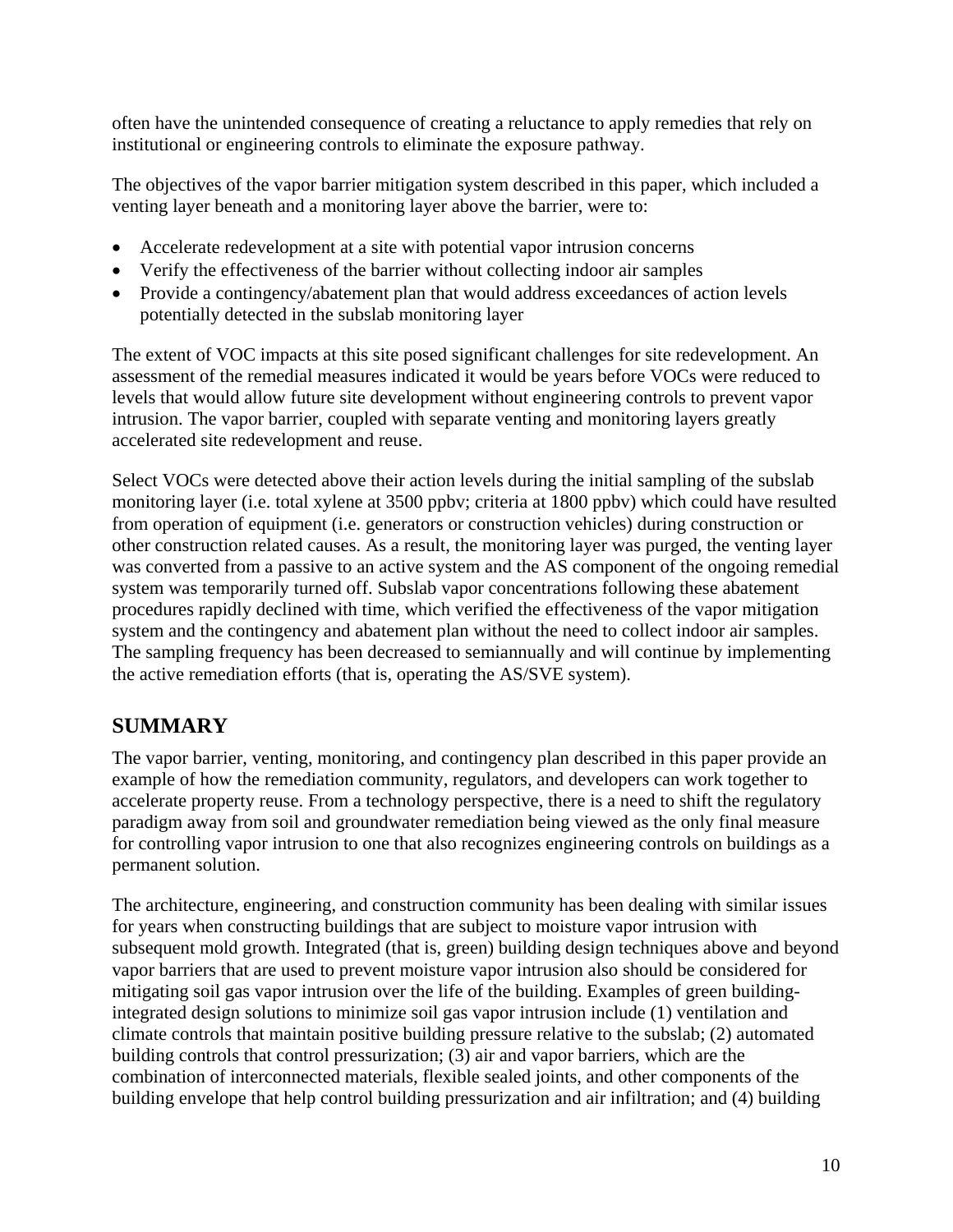often have the unintended consequence of creating a reluctance to apply remedies that rely on institutional or engineering controls to eliminate the exposure pathway.

The objectives of the vapor barrier mitigation system described in this paper, which included a venting layer beneath and a monitoring layer above the barrier, were to:

- Accelerate redevelopment at a site with potential vapor intrusion concerns
- Verify the effectiveness of the barrier without collecting indoor air samples
- Provide a contingency/abatement plan that would address exceedances of action levels potentially detected in the subslab monitoring layer

The extent of VOC impacts at this site posed significant challenges for site redevelopment. An assessment of the remedial measures indicated it would be years before VOCs were reduced to levels that would allow future site development without engineering controls to prevent vapor intrusion. The vapor barrier, coupled with separate venting and monitoring layers greatly accelerated site redevelopment and reuse.

Select VOCs were detected above their action levels during the initial sampling of the subslab monitoring layer (i.e. total xylene at 3500 ppbv; criteria at 1800 ppbv) which could have resulted from operation of equipment (i.e. generators or construction vehicles) during construction or other construction related causes. As a result, the monitoring layer was purged, the venting layer was converted from a passive to an active system and the AS component of the ongoing remedial system was temporarily turned off. Subslab vapor concentrations following these abatement procedures rapidly declined with time, which verified the effectiveness of the vapor mitigation system and the contingency and abatement plan without the need to collect indoor air samples. The sampling frequency has been decreased to semiannually and will continue by implementing the active remediation efforts (that is, operating the AS/SVE system).

## SUMMARY

The vapor barrier, venting, monitoring, and contingency plan described in this paper provide an example of how the remediation community, regulators, and developers can work together to accelerate property reuse. From a technology perspective, there is a need to shift the regulatory paradigm away from soil and groundwater remediation being viewed as the only final measure for controlling vapor intrusion to one that also recognizes engineering controls on buildings as a permanent solution.

The architecture, engineering, and construction community has been dealing with similar issues for years when constructing buildings that are subject to moisture vapor intrusion with subsequent mold growth. Integrated (that is, green) building design techniques above and beyond vapor barriers that are used to prevent moisture vapor intrusion also should be considered for mitigating soil gas vapor intrusion over the life of the building. Examples of green building-integrated design solutions to minimize soil gas vapor intrusion include (1) ventilation and climate controls that maintain positive building pressure relative to the subslab; (2) automated building controls that control pressurization; (3) air and vapor barriers, which are the combination of interconnected materials, flexible sealed joints, and other components of the building envelope that help control building pressurization and air infiltration; and (4) building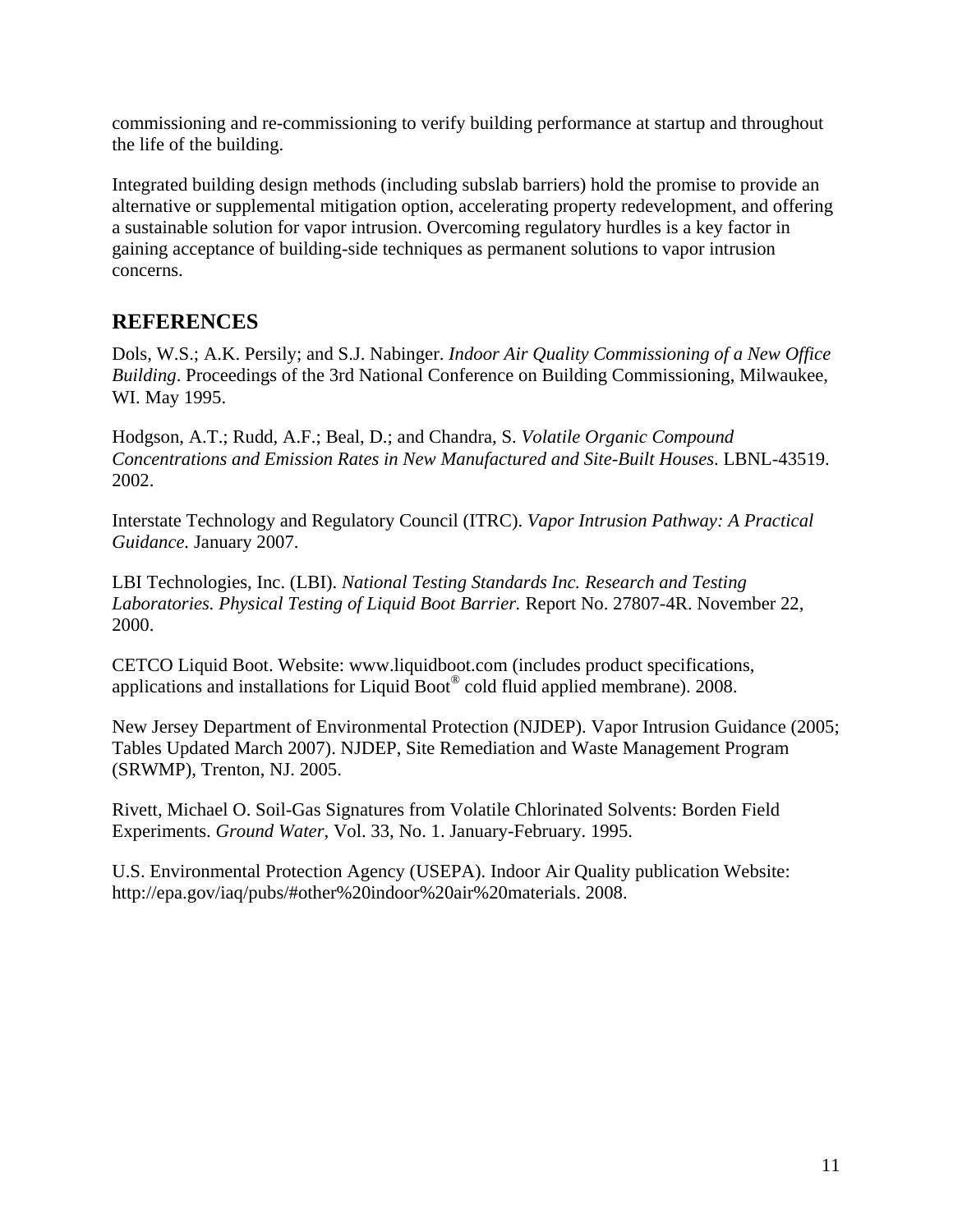commissioning and re-commissioning to verify building performance at startup and throughout the life of the building.

Integrated building design methods (including subslab barriers) hold the promise to provide an alternative or supplemental mitigation option, accelerating property redevelopment, and offering a sustainable solution for vapor intrusion. Overcoming regulatory hurdles is a key factor in gaining acceptance of building-side techniques as permanent solutions to vapor intrusion concerns.

## REFERENCES

Dols, W.S.; A.K. Persily; and S.J. Nabinger. *Indoor Air Quality Commissioning of a New Office Building*. Proceedings of the 3rd National Conference on Building Commissioning, Milwaukee, WI. May 1995.

Hodgson, A.T.; Rudd, A.F.; Beal, D.; and Chandra, S. *Volatile Organic Compound Concentrations and Emission Rates in New Manufactured and Site-Built Houses*. LBNL-43519. 2002.

Interstate Technology and Regulatory Council (ITRC). *Vapor Intrusion Pathway: A Practical Guidance.* January 2007.

LBI Technologies, Inc. (LBI). *National Testing Standards Inc. Research and Testing Laboratories. Physical Testing of Liquid Boot Barrier.* Report No. 27807-4R. November 22, 2000.

CETCO Liquid Boot. Website: www.liquidboot.com (includes product specifications, applications and installations for Liquid Boot® cold fluid applied membrane). 2008.

New Jersey Department of Environmental Protection (NJDEP). Vapor Intrusion Guidance (2005; Tables Updated March 2007). NJDEP, Site Remediation and Waste Management Program (SRWMP), Trenton, NJ. 2005.

Rivett, Michael O. Soil-Gas Signatures from Volatile Chlorinated Solvents: Borden Field Experiments. *Ground Water*, Vol. 33, No. 1. January-February. 1995.

U.S. Environmental Protection Agency (USEPA). Indoor Air Quality publication Website: http://epa.gov/iaq/pubs/#other%20indoor%20air%20materials. 2008.